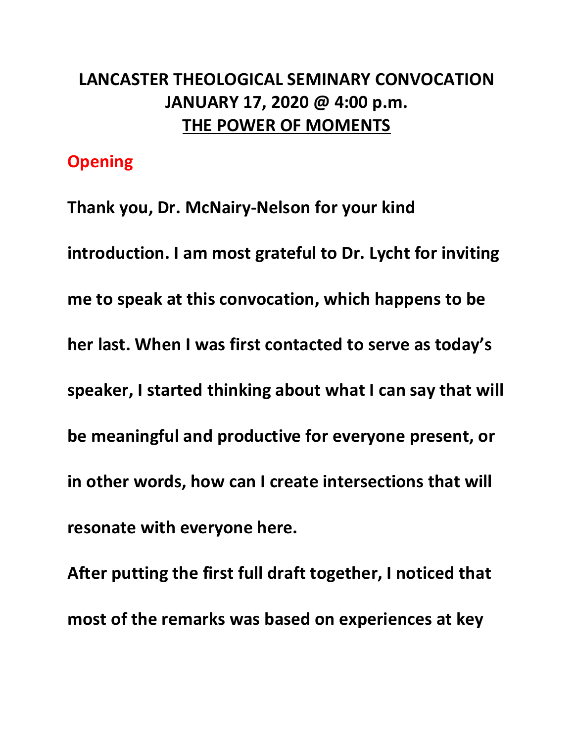# LANCASTER THEOLOGICAL SEMINARY CONVOCATION
# JANUARY 17, 2020 @ 4:00 p.m.
# THE POWER OF MOMENTS

## Opening

**Thank you, Dr. McNairy-Nelson for your kind introduction. I am most grateful to Dr. Lycht for inviting me to speak at this convocation, which happens to be her last. When I was first contacted to serve as today's speaker, I started thinking about what I can say that will be meaningful and productive for everyone present, or in other words, how can I create intersections that will resonate with everyone here.**

**After putting the first full draft together, I noticed that most of the remarks was based on experiences at key**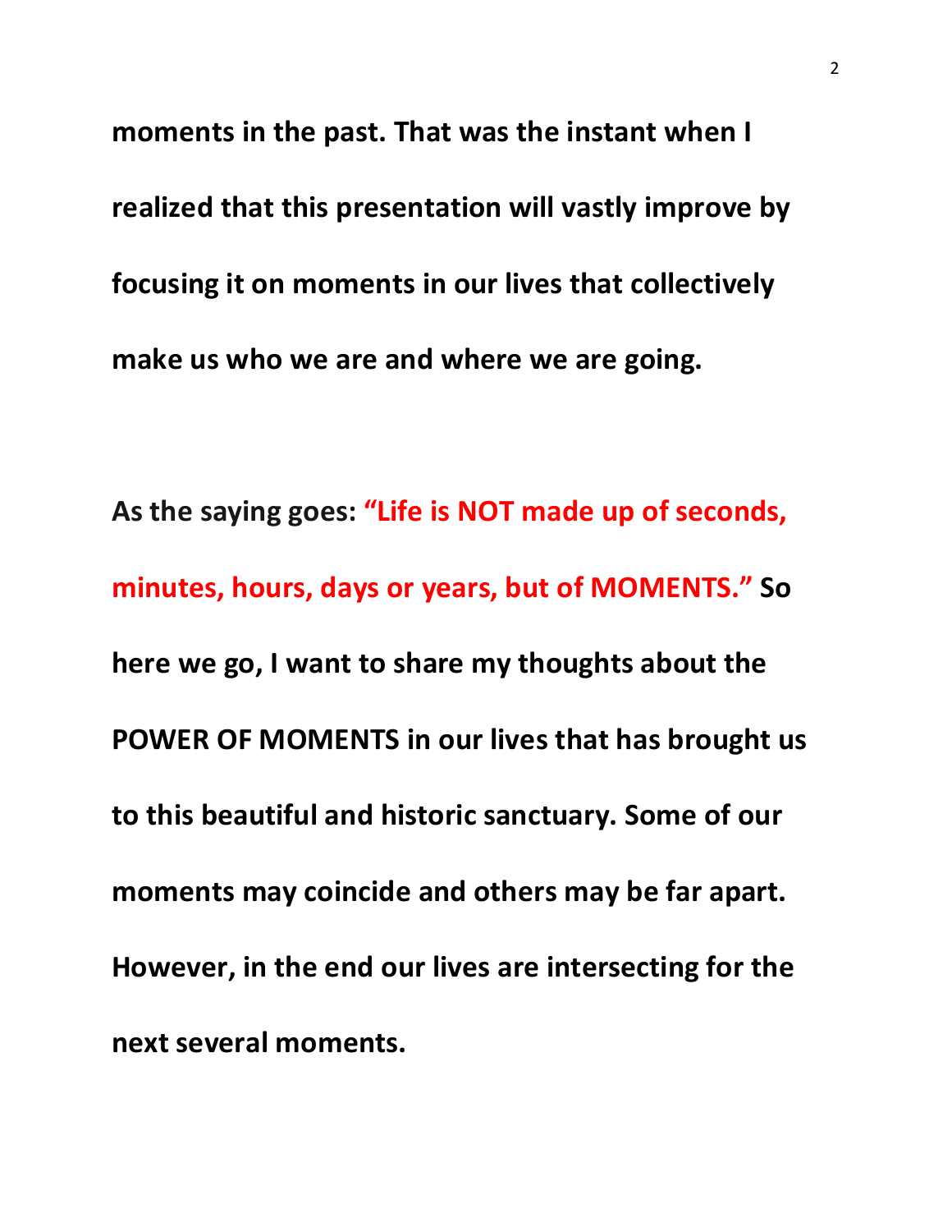**moments in the past. That was the instant when I realized that this presentation will vastly improve by focusing it on moments in our lives that collectively make us who we are and where we are going.**

**As the saying goes: "Life is NOT made up of seconds, minutes, hours, days or years, but of MOMENTS." So here we go, I want to share my thoughts about the POWER OF MOMENTS in our lives that has brought us to this beautiful and historic sanctuary. Some of our moments may coincide and others may be far apart. However, in the end our lives are intersecting for the next several moments.**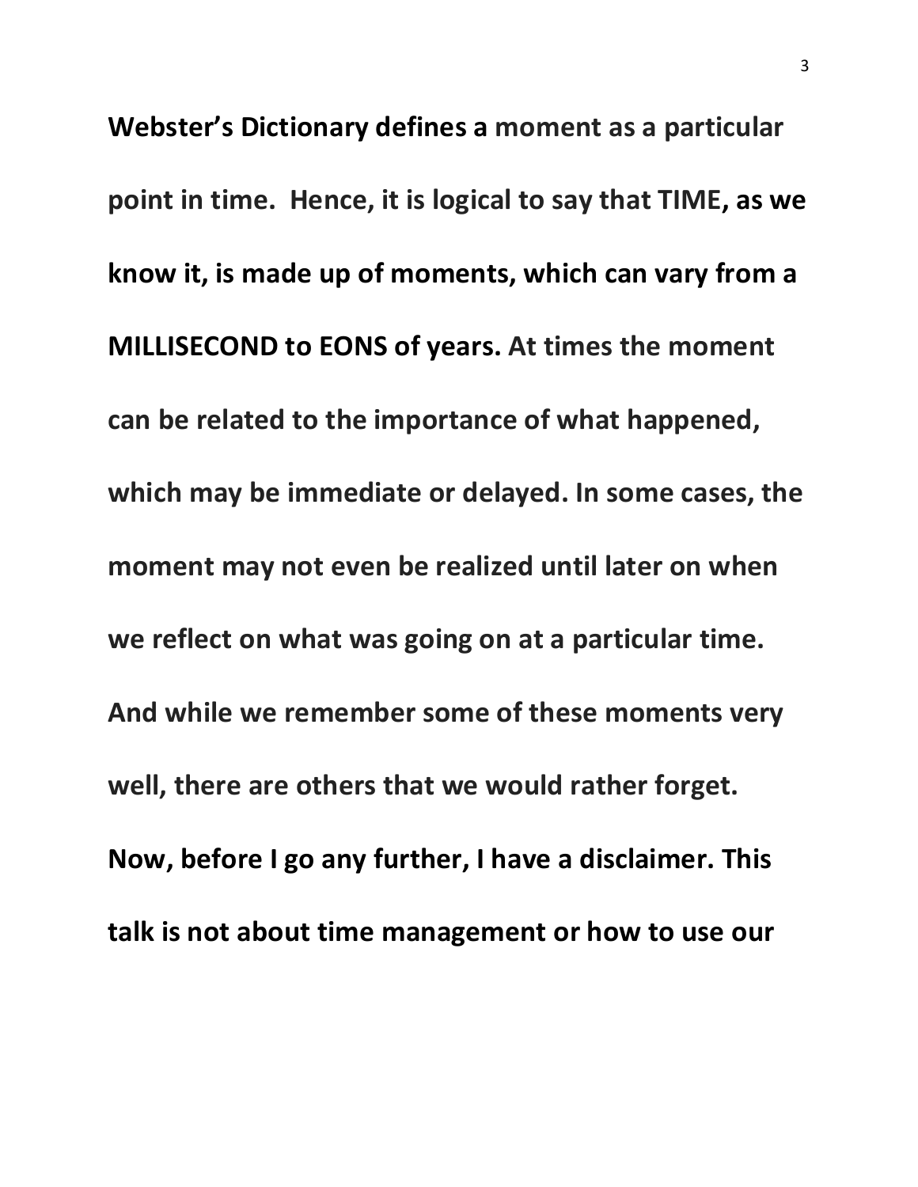**Webster's Dictionary defines a moment as a particular point in time. Hence, it is logical to say that TIME, as we know it, is made up of moments, which can vary from a MILLISECOND to EONS of years. At times the moment can be related to the importance of what happened, which may be immediate or delayed. In some cases, the moment may not even be realized until later on when we reflect on what was going on at a particular time. And while we remember some of these moments very well, there are others that we would rather forget. Now, before I go any further, I have a disclaimer. This talk is not about time management or how to use our**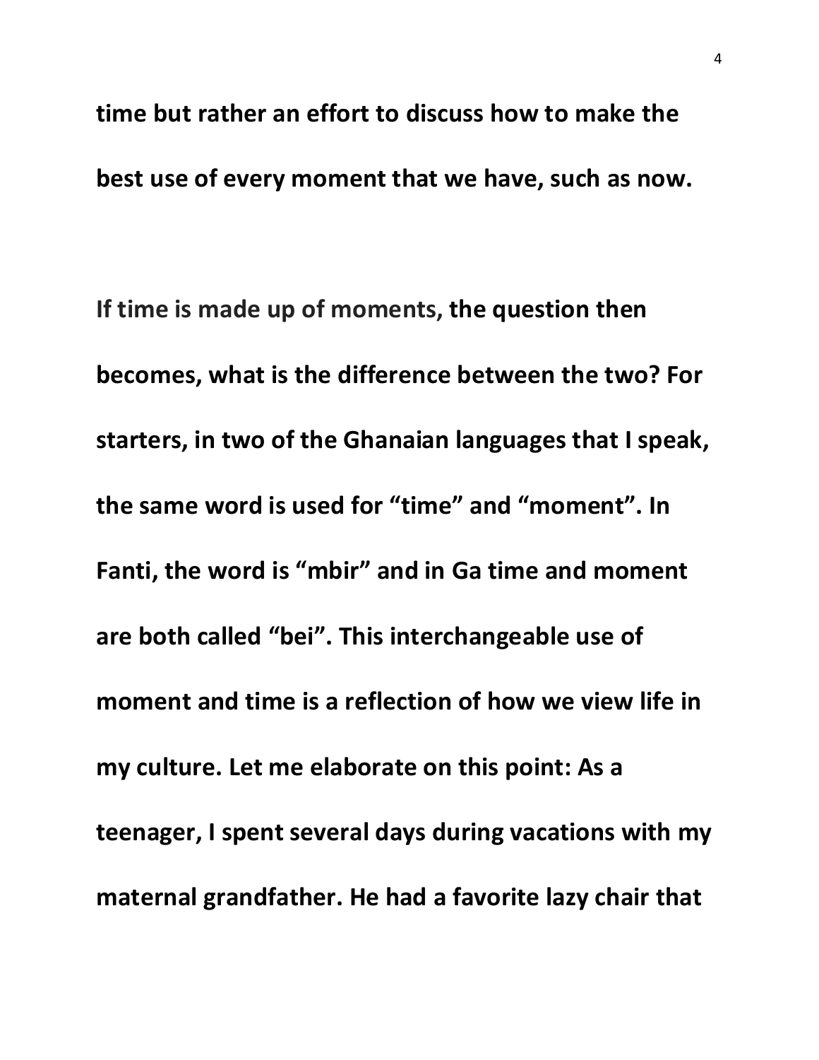**time but rather an effort to discuss how to make the best use of every moment that we have, such as now.**

**If time is made up of moments, the question then becomes, what is the difference between the two? For starters, in two of the Ghanaian languages that I speak, the same word is used for "time" and "moment". In Fanti, the word is "mbir" and in Ga time and moment are both called "bei". This interchangeable use of moment and time is a reflection of how we view life in my culture. Let me elaborate on this point: As a teenager, I spent several days during vacations with my maternal grandfather. He had a favorite lazy chair that**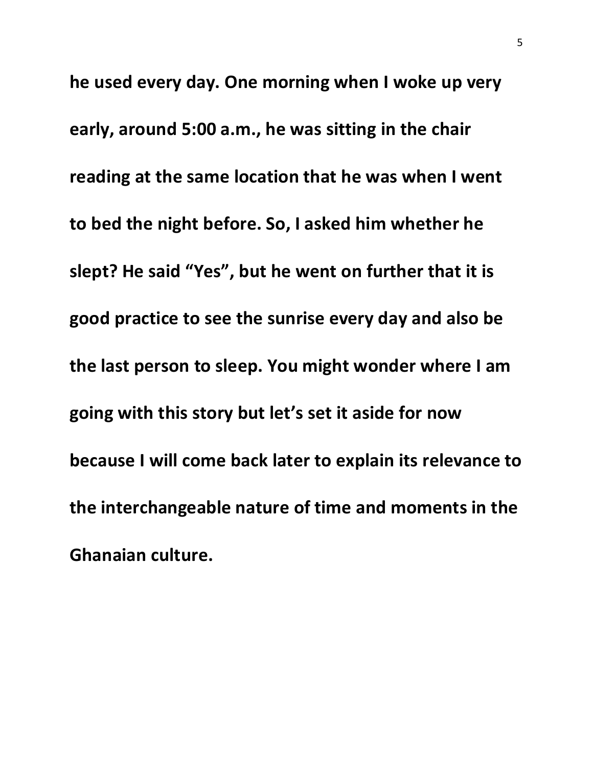**he used every day. One morning when I woke up very early, around 5:00 a.m., he was sitting in the chair reading at the same location that he was when I went to bed the night before. So, I asked him whether he slept? He said "Yes", but he went on further that it is good practice to see the sunrise every day and also be the last person to sleep. You might wonder where I am going with this story but let's set it aside for now because I will come back later to explain its relevance to the interchangeable nature of time and moments in the Ghanaian culture.**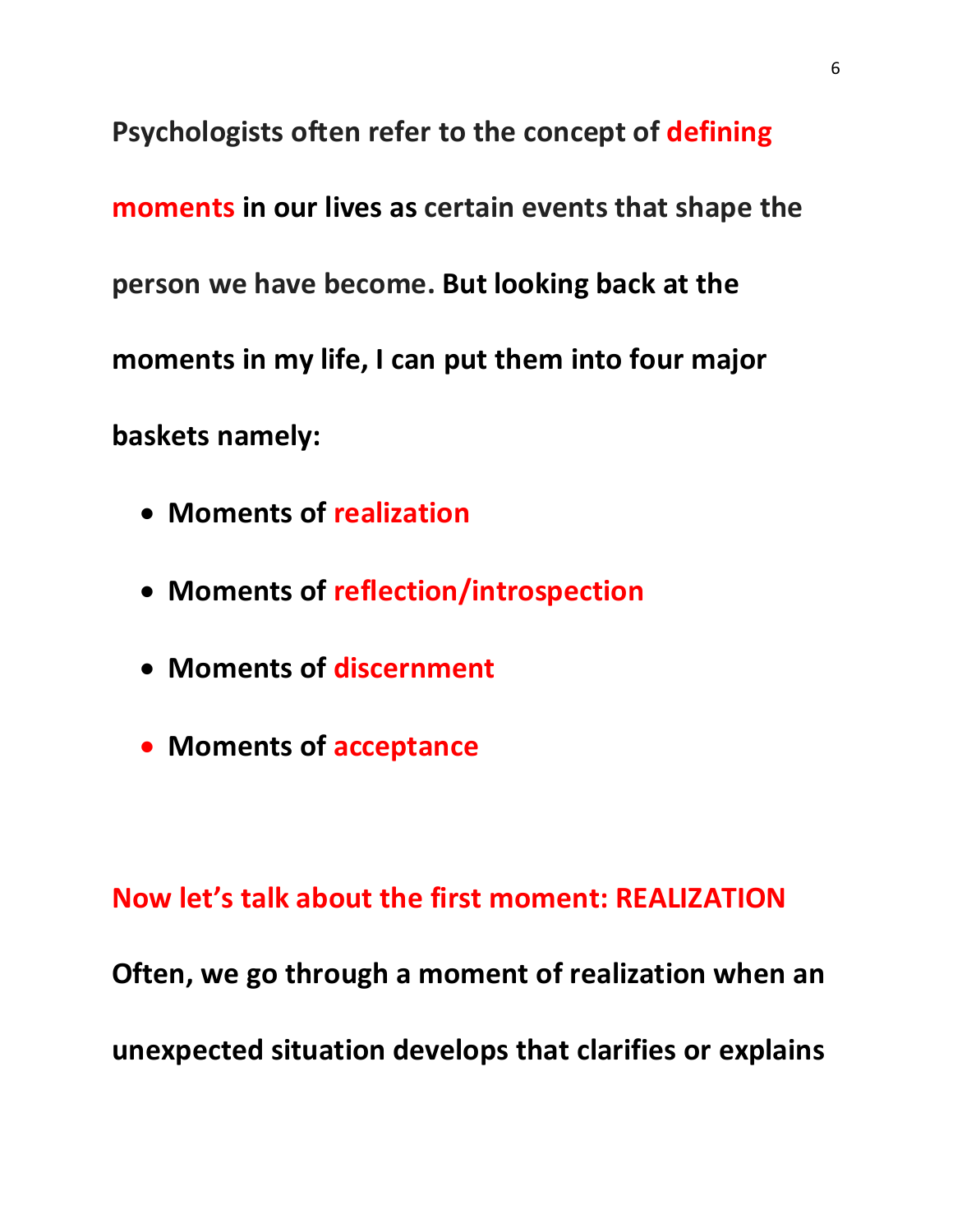**Psychologists often refer to the concept of defining moments in our lives as certain events that shape the person we have become. But looking back at the moments in my life, I can put them into four major baskets namely:**

- **Moments of realization**
- **Moments of reflection/introspection**
- **Moments of discernment**
- **Moments of acceptance**

**Now let's talk about the first moment: REALIZATION**

**Often, we go through a moment of realization when an unexpected situation develops that clarifies or explains**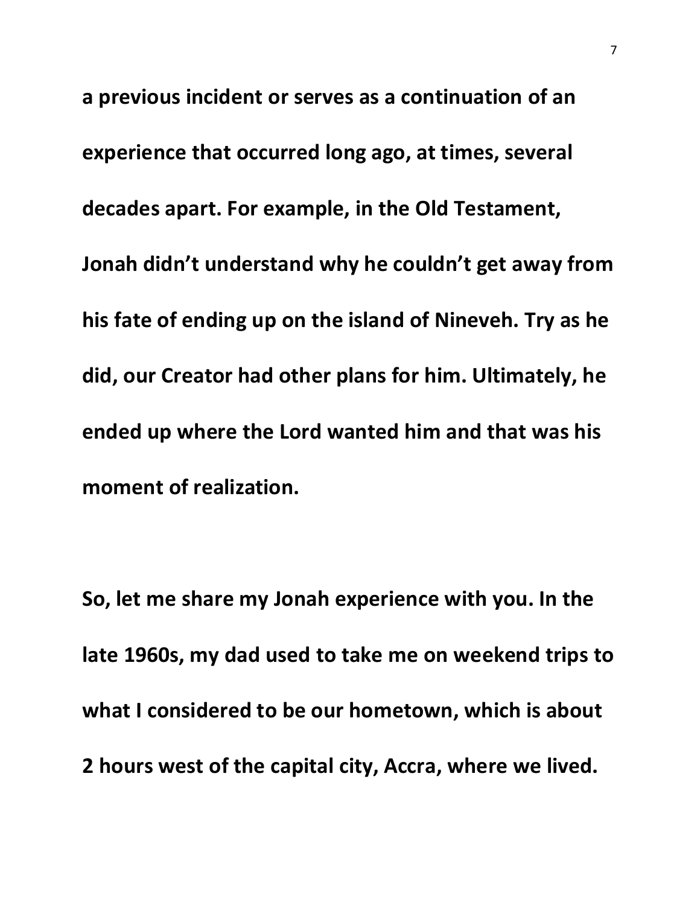**a previous incident or serves as a continuation of an experience that occurred long ago, at times, several decades apart. For example, in the Old Testament, Jonah didn't understand why he couldn't get away from his fate of ending up on the island of Nineveh. Try as he did, our Creator had other plans for him. Ultimately, he ended up where the Lord wanted him and that was his moment of realization.**

**So, let me share my Jonah experience with you. In the late 1960s, my dad used to take me on weekend trips to what I considered to be our hometown, which is about 2 hours west of the capital city, Accra, where we lived.**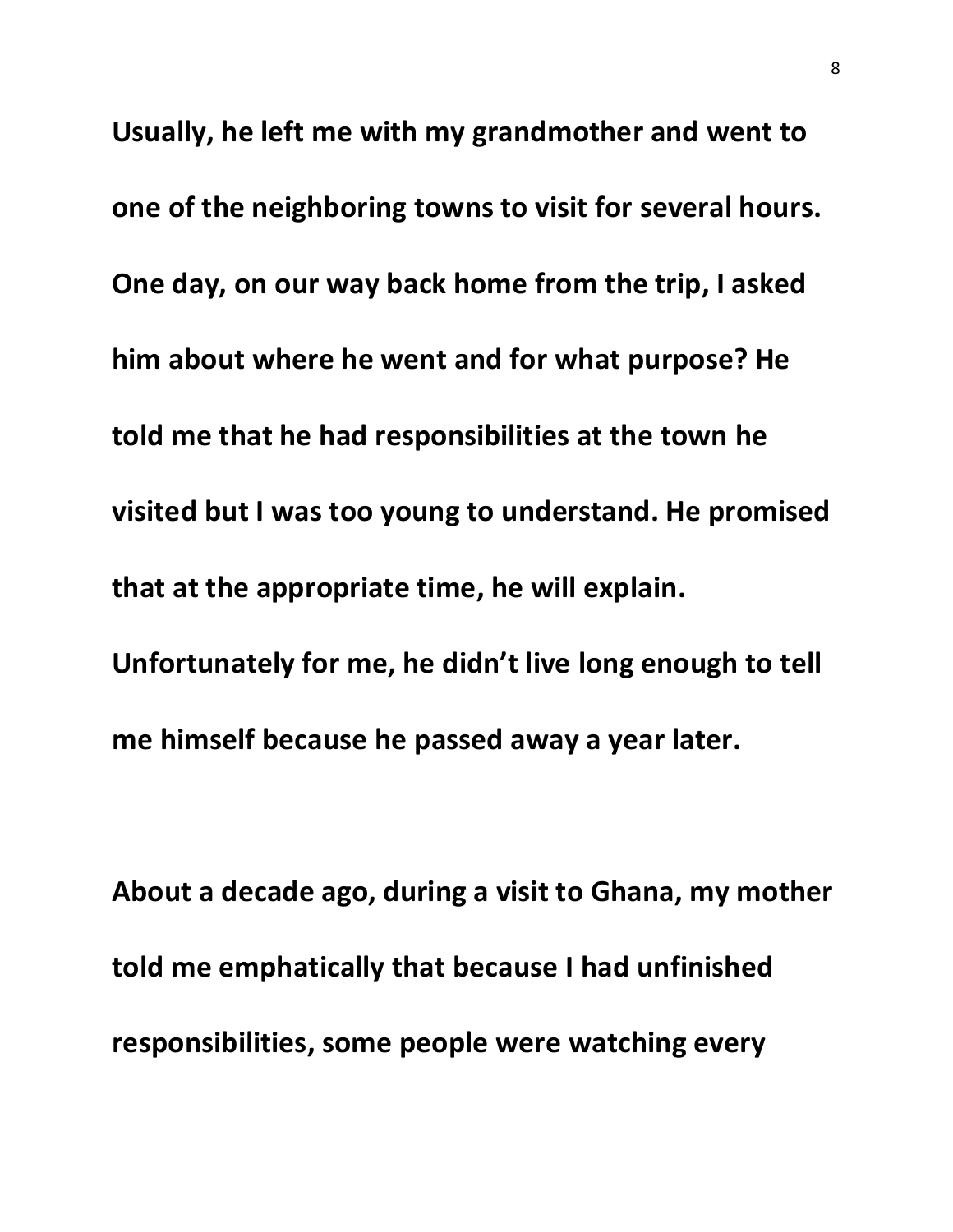**Usually, he left me with my grandmother and went to one of the neighboring towns to visit for several hours. One day, on our way back home from the trip, I asked him about where he went and for what purpose? He told me that he had responsibilities at the town he visited but I was too young to understand. He promised that at the appropriate time, he will explain. Unfortunately for me, he didn't live long enough to tell me himself because he passed away a year later.**

**About a decade ago, during a visit to Ghana, my mother told me emphatically that because I had unfinished responsibilities, some people were watching every**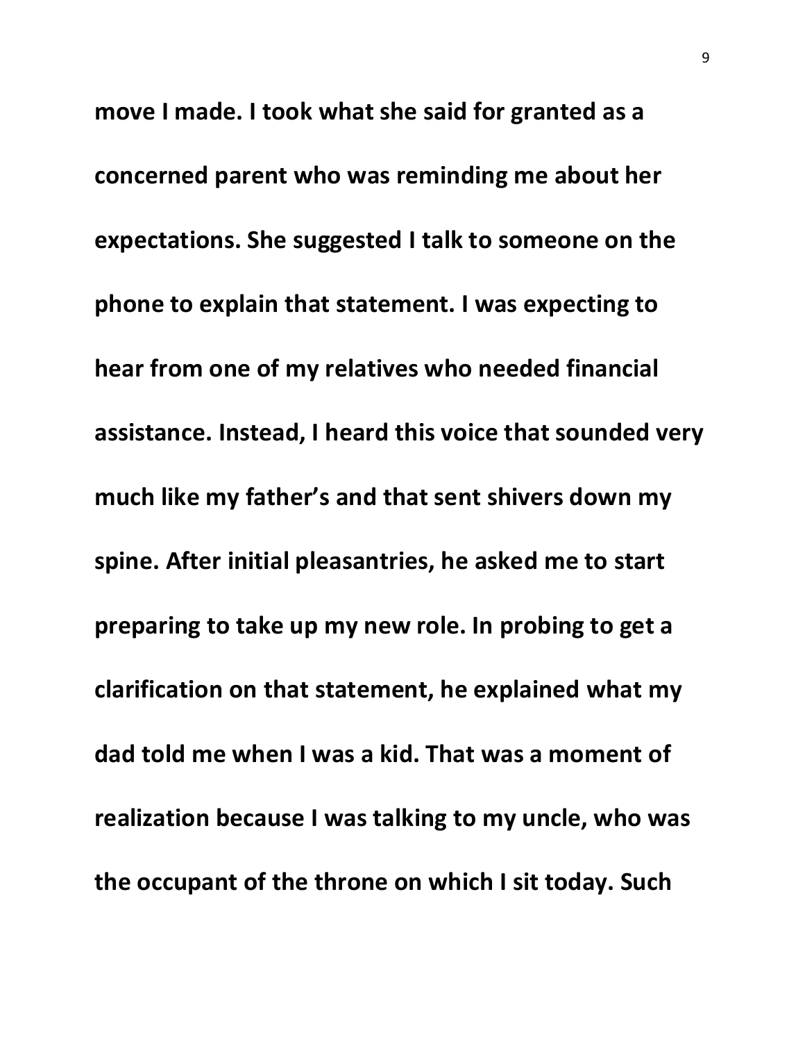move I made. I took what she said for granted as a concerned parent who was reminding me about her expectations. She suggested I talk to someone on the phone to explain that statement. I was expecting to hear from one of my relatives who needed financial assistance. Instead, I heard this voice that sounded very much like my father's and that sent shivers down my spine. After initial pleasantries, he asked me to start preparing to take up my new role. In probing to get a clarification on that statement, he explained what my dad told me when I was a kid. That was a moment of realization because I was talking to my uncle, who was the occupant of the throne on which I sit today. Such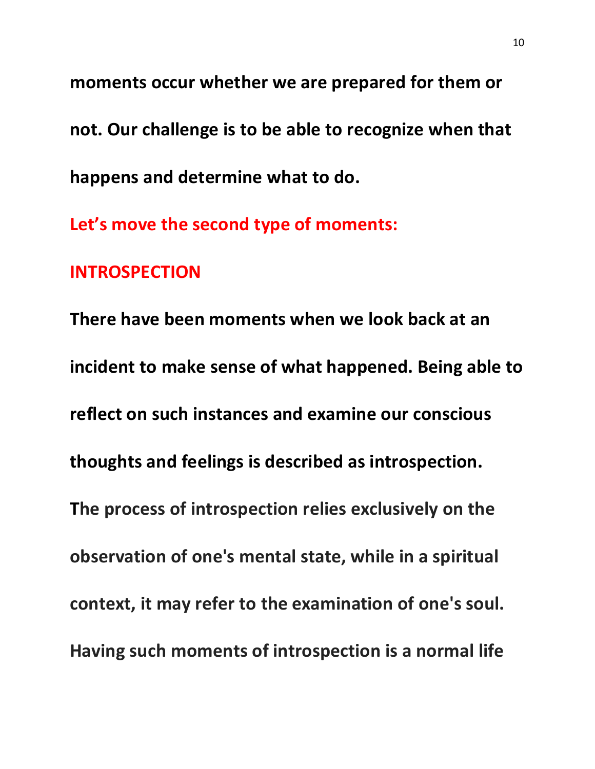**moments occur whether we are prepared for them or not. Our challenge is to be able to recognize when that happens and determine what to do.**

**Let's move the second type of moments:**

## INTROSPECTION

**There have been moments when we look back at an incident to make sense of what happened. Being able to reflect on such instances and examine our conscious thoughts and feelings is described as introspection. The process of introspection relies exclusively on the observation of one's mental state, while in a spiritual context, it may refer to the examination of one's soul. Having such moments of introspection is a normal life**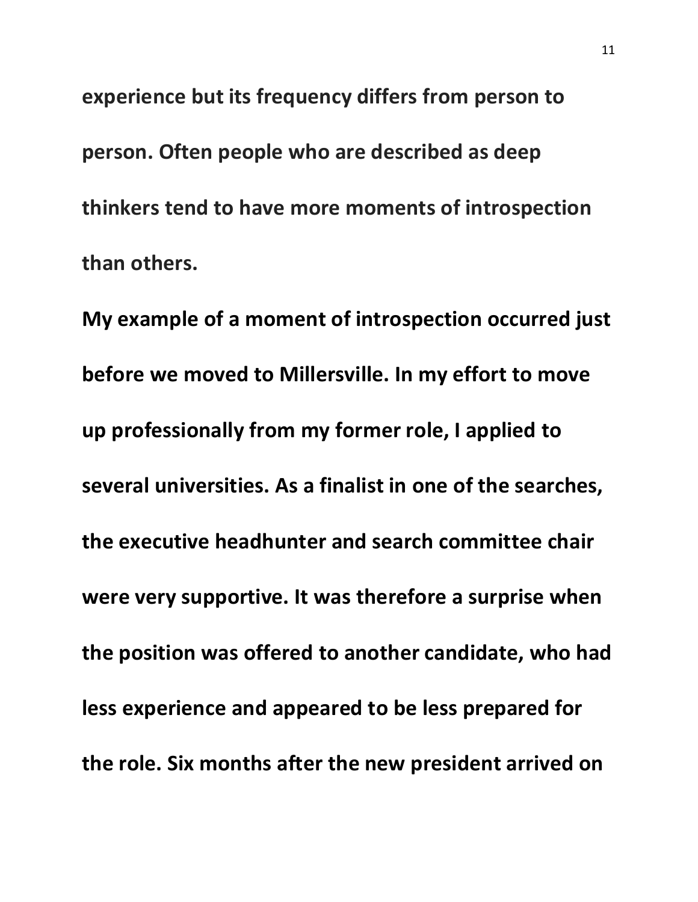experience but its frequency differs from person to person. Often people who are described as deep thinkers tend to have more moments of introspection than others.

My example of a moment of introspection occurred just before we moved to Millersville. In my effort to move up professionally from my former role, I applied to several universities. As a finalist in one of the searches, the executive headhunter and search committee chair were very supportive. It was therefore a surprise when the position was offered to another candidate, who had less experience and appeared to be less prepared for the role. Six months after the new president arrived on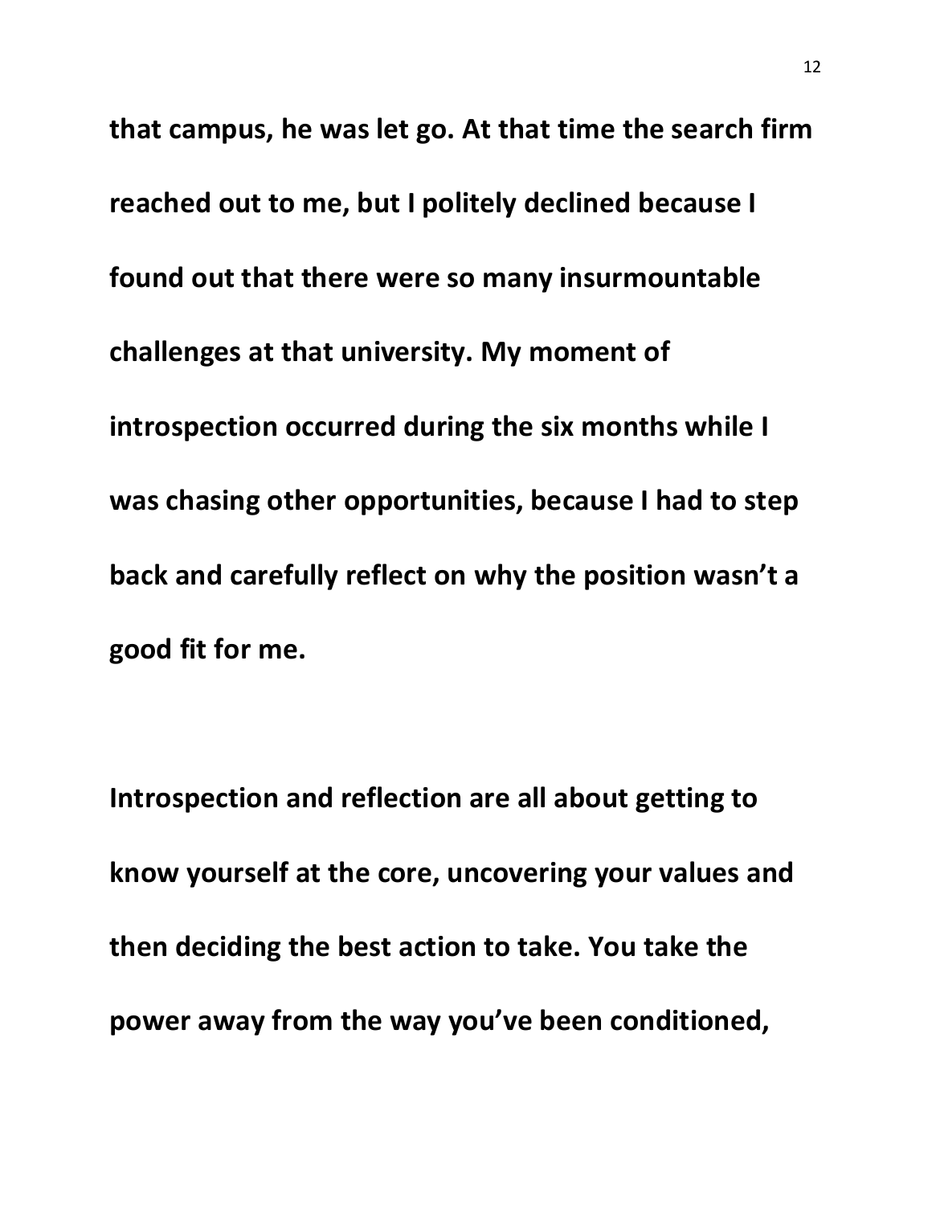that campus, he was let go. At that time the search firm reached out to me, but I politely declined because I found out that there were so many insurmountable challenges at that university. My moment of introspection occurred during the six months while I was chasing other opportunities, because I had to step back and carefully reflect on why the position wasn't a good fit for me.

Introspection and reflection are all about getting to know yourself at the core, uncovering your values and then deciding the best action to take. You take the power away from the way you've been conditioned,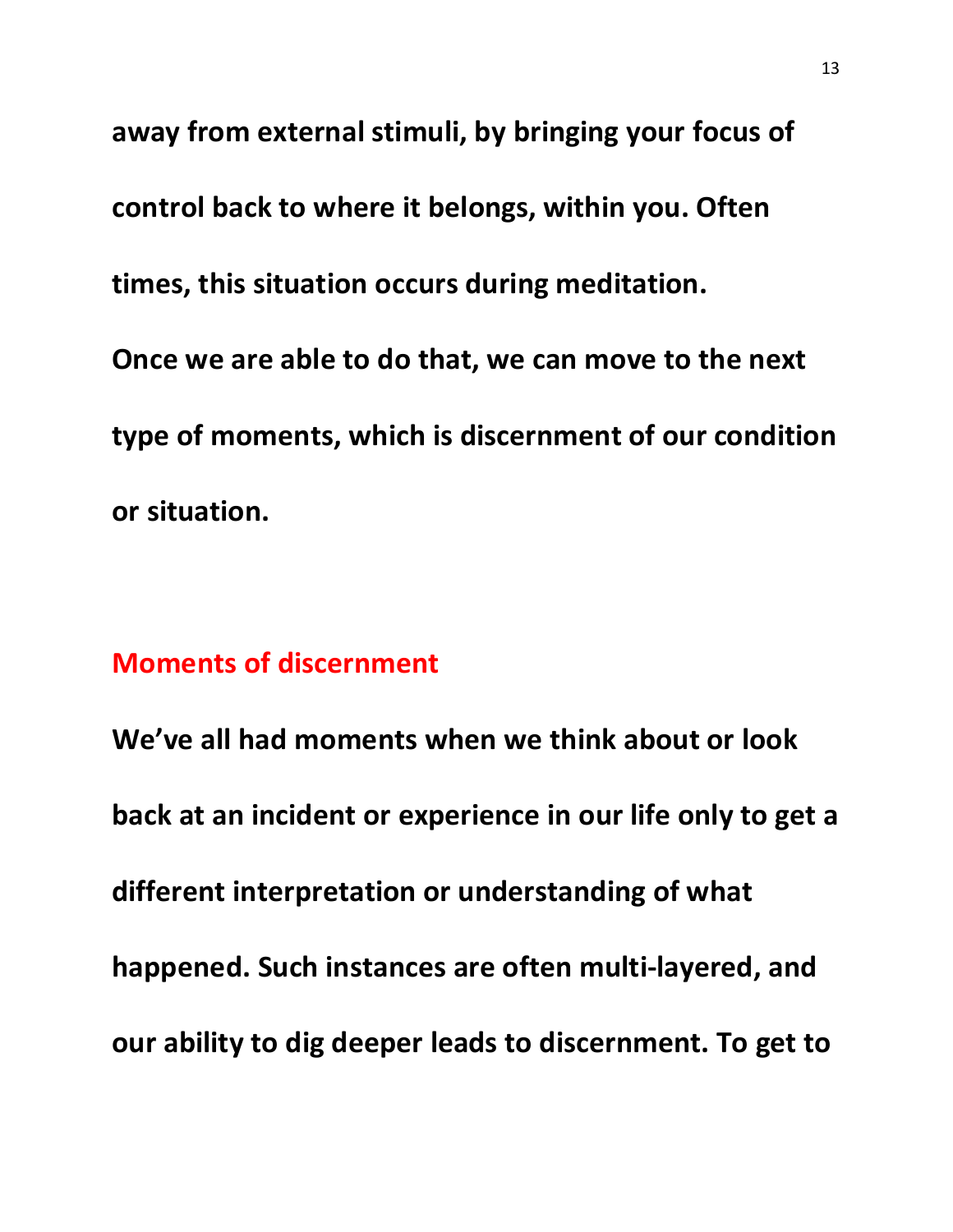**away from external stimuli, by bringing your focus of control back to where it belongs, within you. Often times, this situation occurs during meditation. Once we are able to do that, we can move to the next type of moments, which is discernment of our condition or situation.**

## Moments of discernment

**We've all had moments when we think about or look back at an incident or experience in our life only to get a different interpretation or understanding of what happened. Such instances are often multi-layered, and our ability to dig deeper leads to discernment. To get to**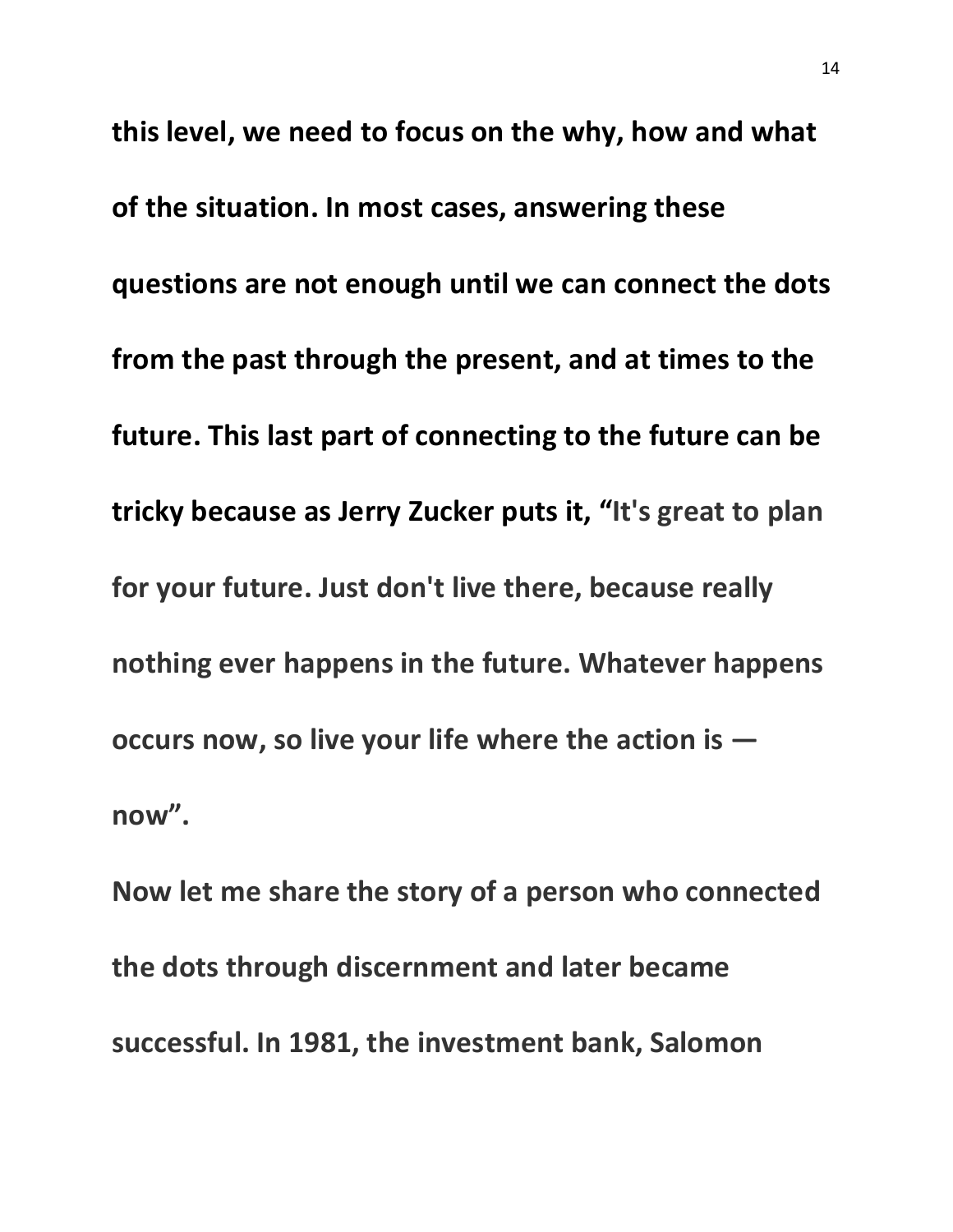**this level, we need to focus on the why, how and what of the situation. In most cases, answering these questions are not enough until we can connect the dots from the past through the present, and at times to the future. This last part of connecting to the future can be tricky because as Jerry Zucker puts it, "It's great to plan for your future. Just don't live there, because really nothing ever happens in the future. Whatever happens occurs now, so live your life where the action is — now".**

**Now let me share the story of a person who connected the dots through discernment and later became successful. In 1981, the investment bank, Salomon**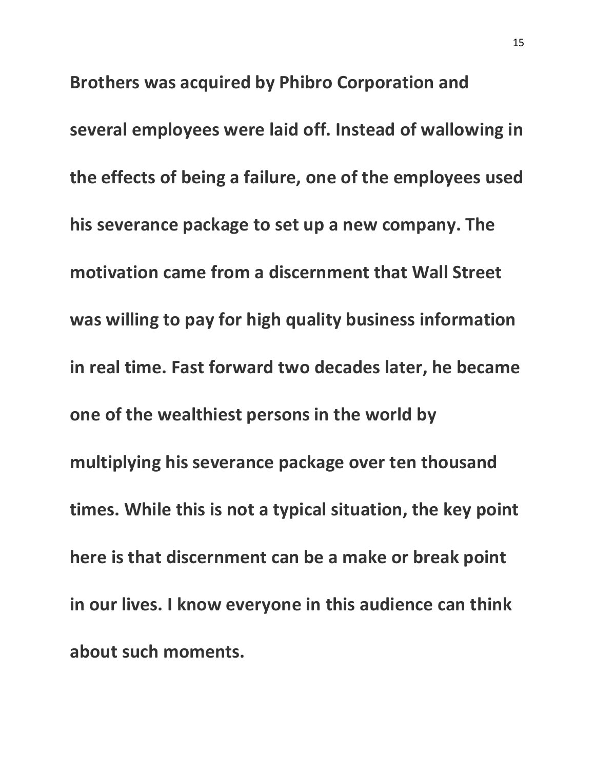**Brothers was acquired by Phibro Corporation and several employees were laid off. Instead of wallowing in the effects of being a failure, one of the employees used his severance package to set up a new company. The motivation came from a discernment that Wall Street was willing to pay for high quality business information in real time. Fast forward two decades later, he became one of the wealthiest persons in the world by multiplying his severance package over ten thousand times. While this is not a typical situation, the key point here is that discernment can be a make or break point in our lives. I know everyone in this audience can think about such moments.**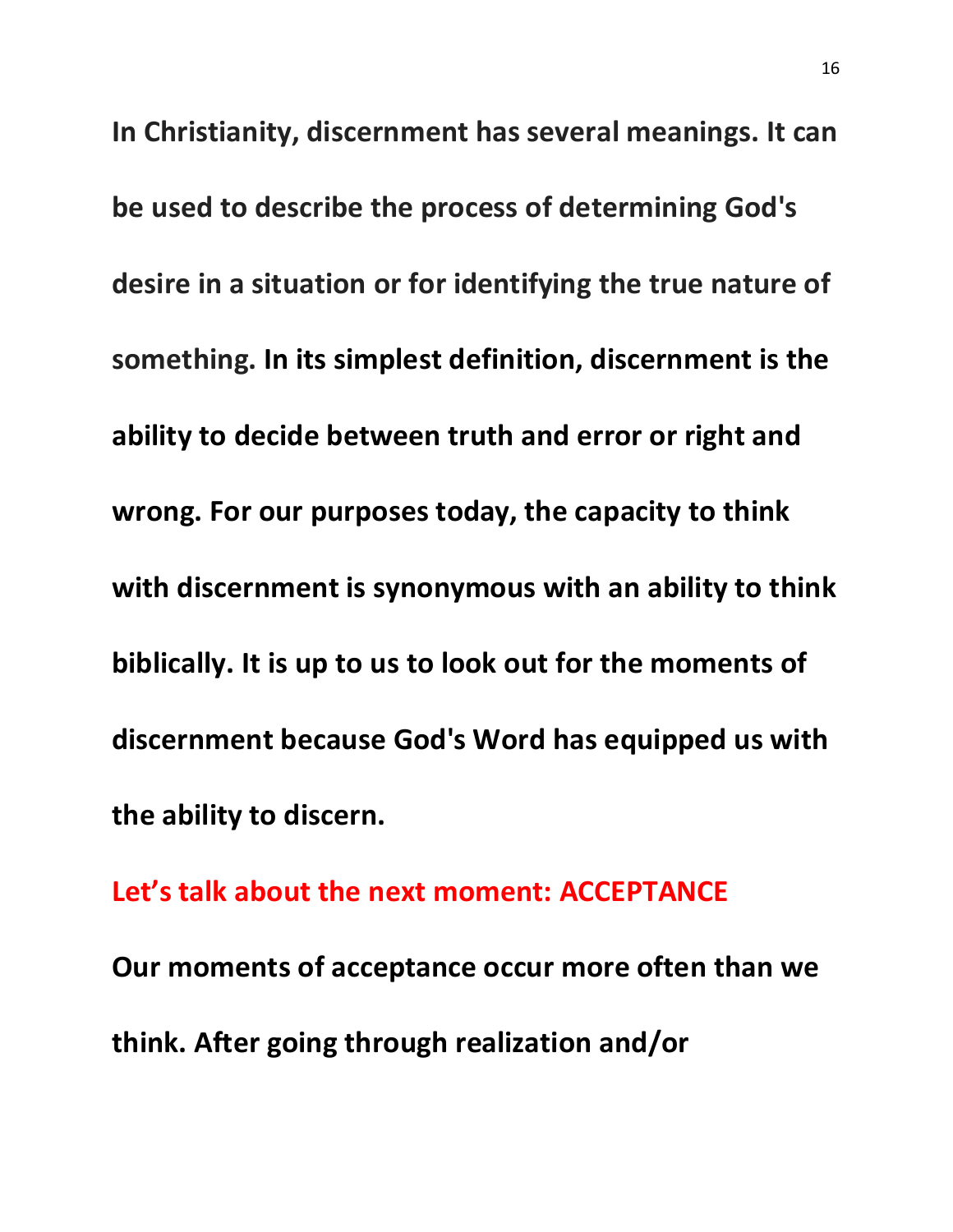**In Christianity, discernment has several meanings. It can be used to describe the process of determining God's desire in a situation or for identifying the true nature of something. In its simplest definition, discernment is the ability to decide between truth and error or right and wrong. For our purposes today, the capacity to think with discernment is synonymous with an ability to think biblically. It is up to us to look out for the moments of discernment because God's Word has equipped us with the ability to discern.**

**Let's talk about the next moment: ACCEPTANCE**

**Our moments of acceptance occur more often than we think. After going through realization and/or**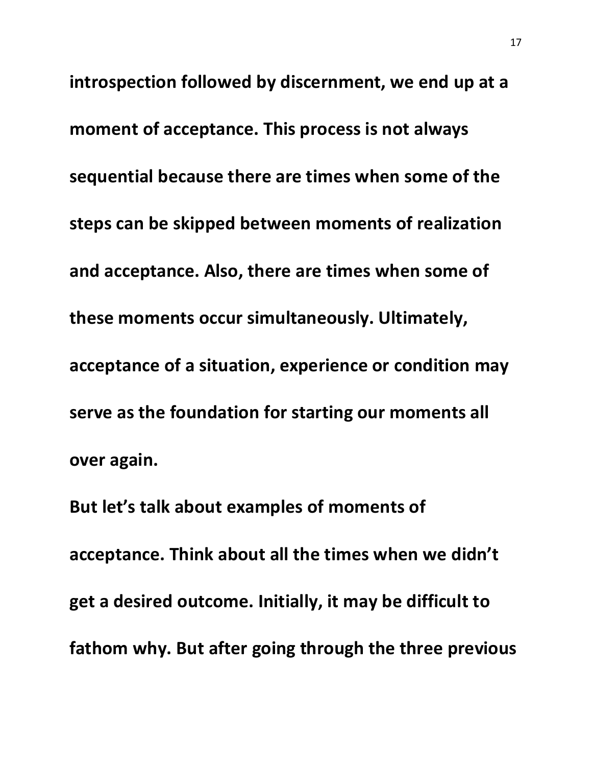**introspection followed by discernment, we end up at a moment of acceptance. This process is not always sequential because there are times when some of the steps can be skipped between moments of realization and acceptance. Also, there are times when some of these moments occur simultaneously. Ultimately, acceptance of a situation, experience or condition may serve as the foundation for starting our moments all over again.**

**But let's talk about examples of moments of acceptance. Think about all the times when we didn't get a desired outcome. Initially, it may be difficult to fathom why. But after going through the three previous**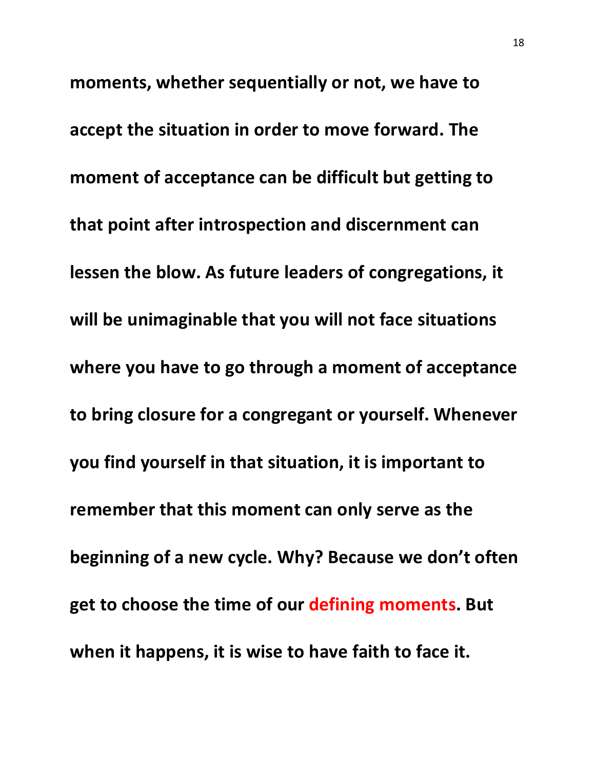**moments, whether sequentially or not, we have to accept the situation in order to move forward. The moment of acceptance can be difficult but getting to that point after introspection and discernment can lessen the blow. As future leaders of congregations, it will be unimaginable that you will not face situations where you have to go through a moment of acceptance to bring closure for a congregant or yourself. Whenever you find yourself in that situation, it is important to remember that this moment can only serve as the beginning of a new cycle. Why? Because we don't often get to choose the time of our defining moments. But when it happens, it is wise to have faith to face it.**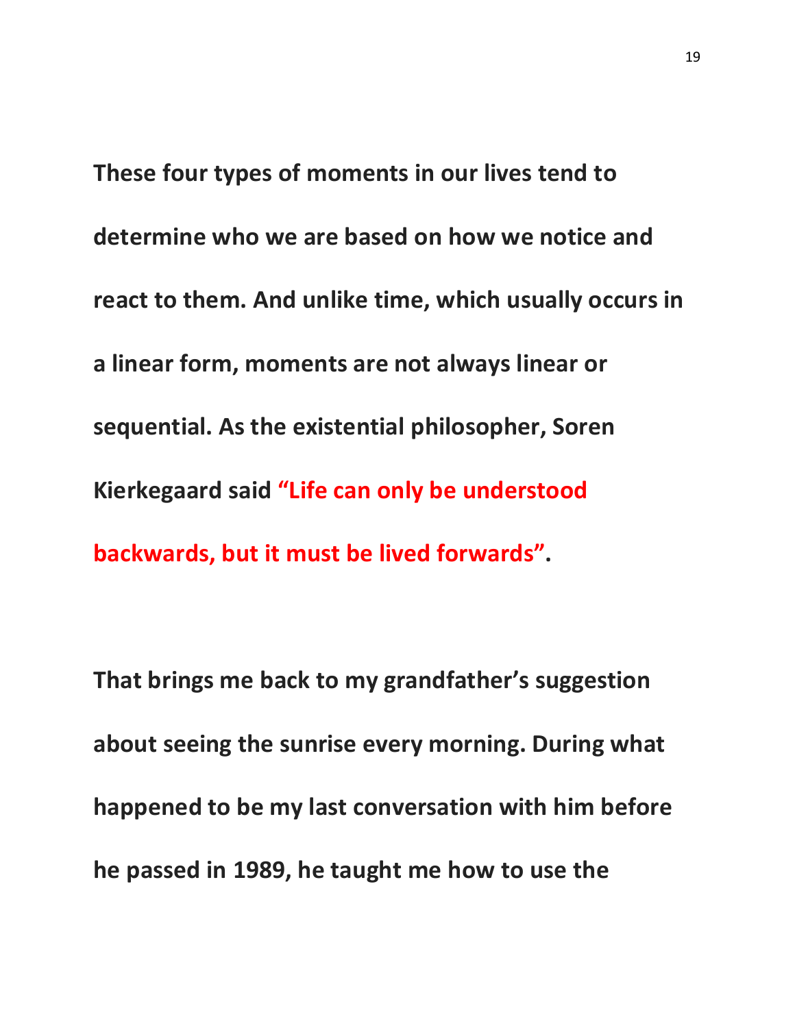**These four types of moments in our lives tend to determine who we are based on how we notice and react to them. And unlike time, which usually occurs in a linear form, moments are not always linear or sequential. As the existential philosopher, Soren Kierkegaard said "Life can only be understood backwards, but it must be lived forwards".**

**That brings me back to my grandfather's suggestion about seeing the sunrise every morning. During what happened to be my last conversation with him before he passed in 1989, he taught me how to use the**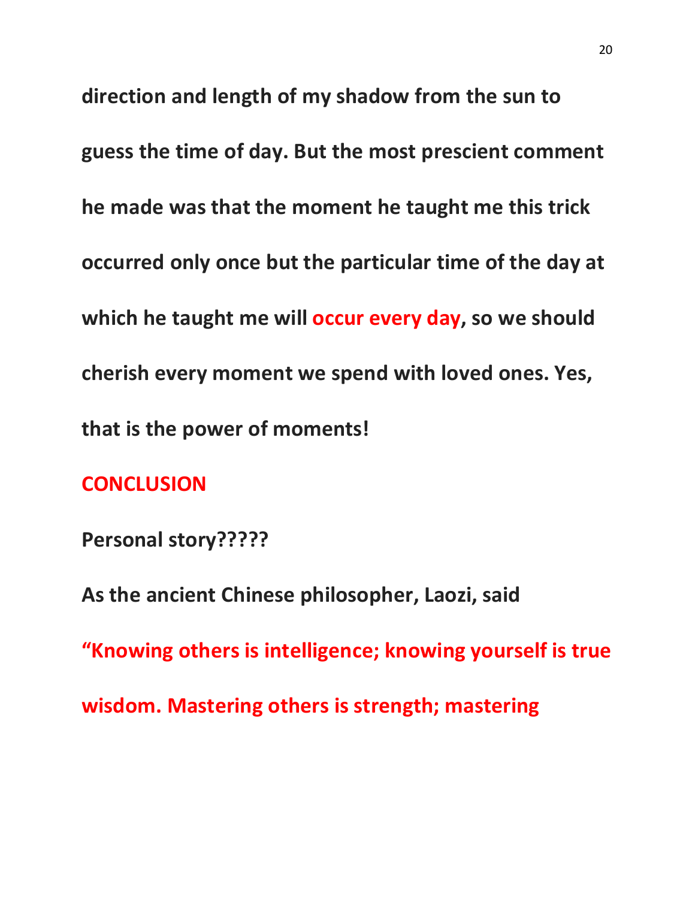**direction and length of my shadow from the sun to guess the time of day. But the most prescient comment he made was that the moment he taught me this trick occurred only once but the particular time of the day at which he taught me will occur every day, so we should cherish every moment we spend with loved ones. Yes, that is the power of moments!**

## CONCLUSION

**Personal story?????**

**As the ancient Chinese philosopher, Laozi, said**

**"Knowing others is intelligence; knowing yourself is true wisdom. Mastering others is strength; mastering**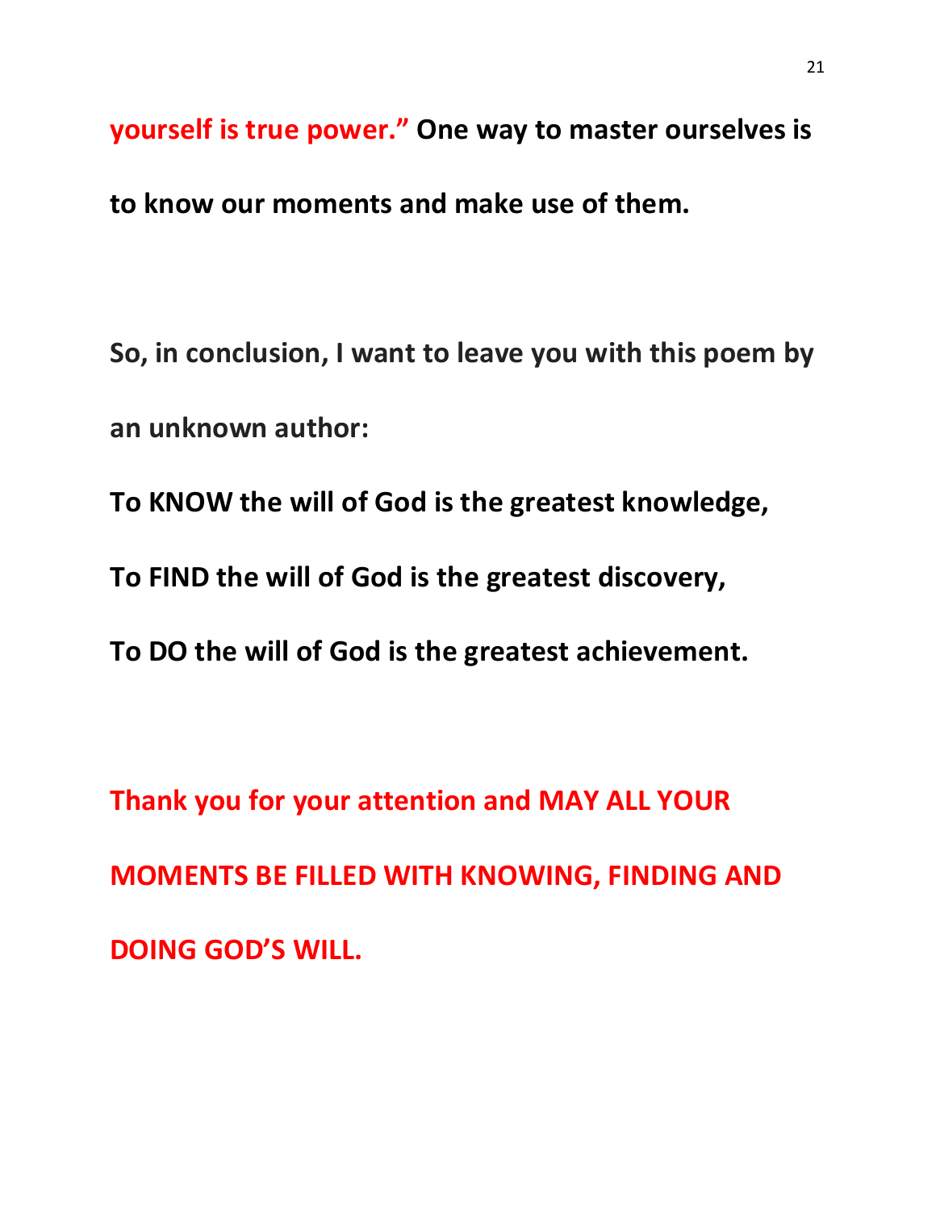**yourself is true power." One way to master ourselves is to know our moments and make use of them.**

**So, in conclusion, I want to leave you with this poem by an unknown author:**

**To KNOW the will of God is the greatest knowledge,**

**To FIND the will of God is the greatest discovery,**

**To DO the will of God is the greatest achievement.**

**Thank you for your attention and MAY ALL YOUR MOMENTS BE FILLED WITH KNOWING, FINDING AND DOING GOD'S WILL.**